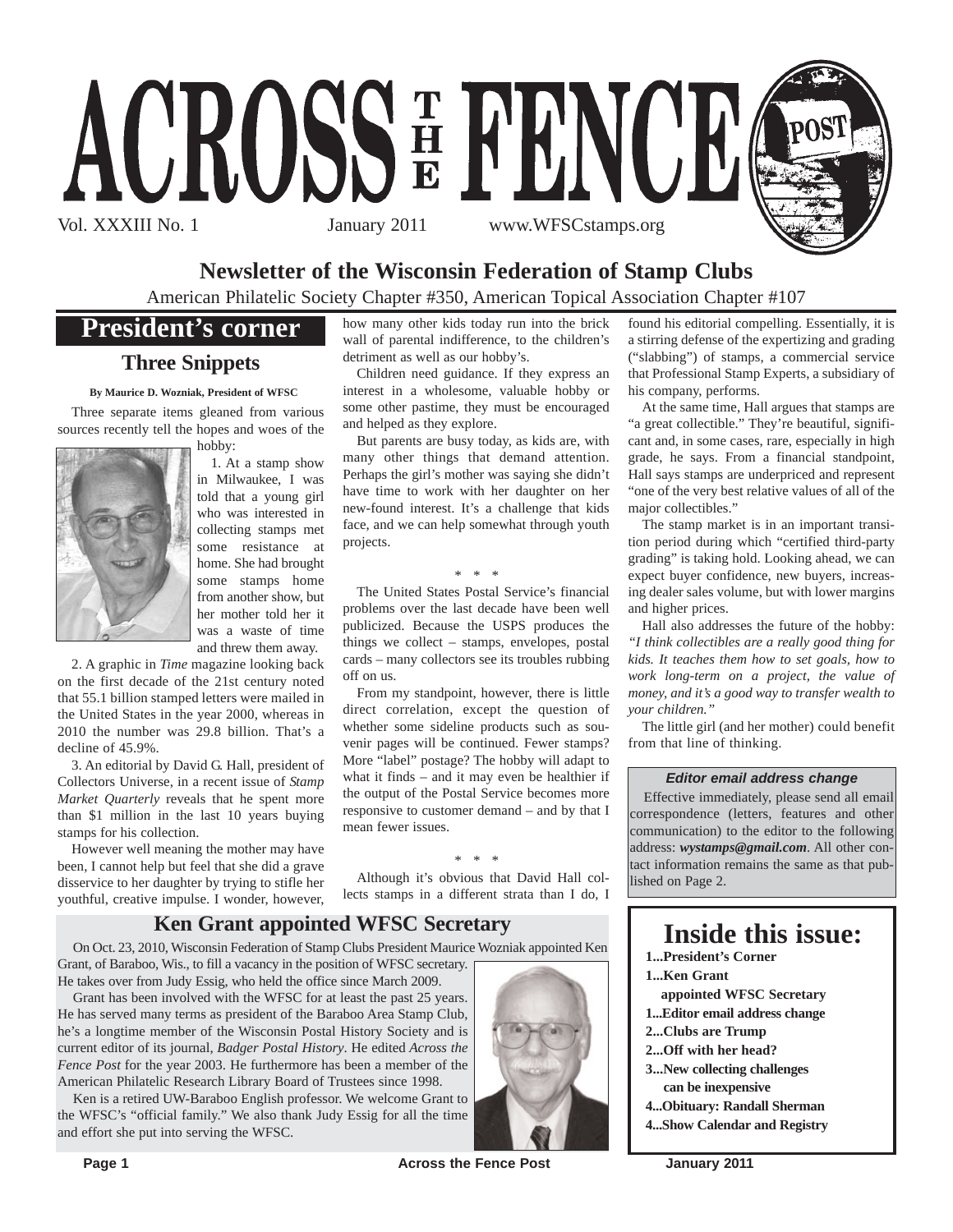# ACROSS THE FENCE POST

Vol. XXXIII No. 1 January 2011 www.WFSCstamps.org

## Newsletter of the Wisconsin Federation of Stamp Clubs

American Philatelic Society Chapter #350, American Topical Association Chapter #107

## President's corner

### Three Snippets

**By Maurice D. Wozniak, President of WFSC**

Three separate items gleaned from various sources recently tell the hopes and woes of the hobby:

1. At a stamp show in Milwaukee, I was told that a young girl who was interested in collecting stamps met some resistance at home. She had brought some stamps home from another show, but her mother told her it was a waste of time and threw them away.

2. A graphic in *Time* magazine looking back on the first decade of the 21st century noted that 55.1 billion stamped letters were mailed in the United States in the year 2000, whereas in 2010 the number was 29.8 billion. That's a decline of 45.9%.

3. An editorial by David G. Hall, president of Collectors Universe, in a recent issue of *Stamp Market Quarterly* reveals that he spent more than $1 million in the last 10 years buying stamps for his collection.

However well meaning the mother may have been, I cannot help but feel that she did a grave disservice to her daughter by trying to stifle her youthful, creative impulse. I wonder, however, how many other kids today run into the brick wall of parental indifference, to the children's detriment as well as our hobby's.

Children need guidance. If they express an interest in a wholesome, valuable hobby or some other pastime, they must be encouraged and helped as they explore.

But parents are busy today, as kids are, with many other things that demand attention. Perhaps the girl's mother was saying she didn't have time to work with her daughter on her new-found interest. It's a challenge that kids face, and we can help somewhat through youth projects.

\* \* \*

The United States Postal Service's financial problems over the last decade have been well publicized. Because the USPS produces the things we collect – stamps, envelopes, postal cards – many collectors see its troubles rubbing off on us.

From my standpoint, however, there is little direct correlation, except the question of whether some sideline products such as souvenir pages will be continued. Fewer stamps? More "label" postage? The hobby will adapt to what it finds – and it may even be healthier if the output of the Postal Service becomes more responsive to customer demand – and by that I mean fewer issues.

\* \* \*

Although it's obvious that David Hall collects stamps in a different strata than I do, I found his editorial compelling. Essentially, it is a stirring defense of the expertizing and grading ("slabbing") of stamps, a commercial service that Professional Stamp Experts, a subsidiary of his company, performs.

At the same time, Hall argues that stamps are "a great collectible." They're beautiful, significant and, in some cases, rare, especially in high grade, he says. From a financial standpoint, Hall says stamps are underpriced and represent "one of the very best relative values of all of the major collectibles."

The stamp market is in an important transition period during which "certified third-party grading" is taking hold. Looking ahead, we can expect buyer confidence, new buyers, increasing dealer sales volume, but with lower margins and higher prices.

Hall also addresses the future of the hobby: *"I think collectibles are a really good thing for kids. It teaches them how to set goals, how to work long-term on a project, the value of money, and it's a good way to transfer wealth to your children."*

The little girl (and her mother) could benefit from that line of thinking.

### Editor email address change

Effective immediately, please send all email correspondence (letters, features and other communication) to the editor to the following address: ***wystamps@gmail.com***. All other contact information remains the same as that published on Page 2.

## Ken Grant appointed WFSC Secretary

On Oct. 23, 2010, Wisconsin Federation of Stamp Clubs President Maurice Wozniak appointed Ken Grant, of Baraboo, Wis., to fill a vacancy in the position of WFSC secretary. He takes over from Judy Essig, who held the office since March 2009.

Grant has been involved with the WFSC for at least the past 25 years. He has served many terms as president of the Baraboo Area Stamp Club, he's a longtime member of the Wisconsin Postal History Society and is current editor of its journal, *Badger Postal History*. He edited *Across the Fence Post* for the year 2003. He furthermore has been a member of the American Philatelic Research Library Board of Trustees since 1998.

Ken is a retired UW-Baraboo English professor. We welcome Grant to the WFSC's "official family." We also thank Judy Essig for all the time and effort she put into serving the WFSC.

## Inside this issue:

- **1...President's Corner**
- **1...Ken Grant appointed WFSC Secretary**
- **1...Editor email address change**
- **2...Clubs are Trump**
- **2...Off with her head?**
- **3...New collecting challenges can be inexpensive**
- **4...Obituary: Randall Sherman**
- **4...Show Calendar and Registry**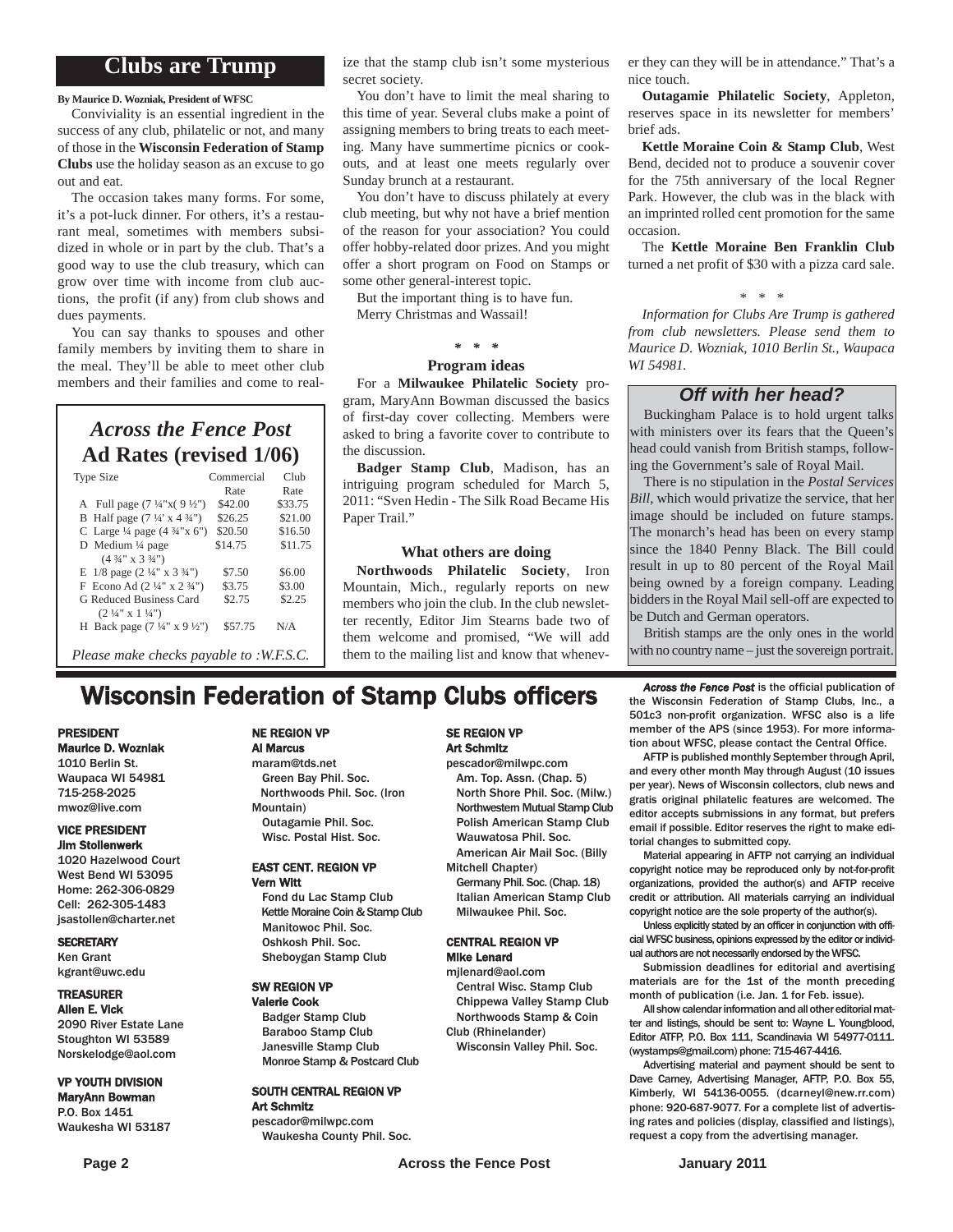# Clubs are Trump

**By Maurice D. Wozniak, President of WFSC**

Conviviality is an essential ingredient in the success of any club, philatelic or not, and many of those in the **Wisconsin Federation of Stamp Clubs** use the holiday season as an excuse to go out and eat.

The occasion takes many forms. For some, it's a pot-luck dinner. For others, it's a restaurant meal, sometimes with members subsidized in whole or in part by the club. That's a good way to use the club treasury, which can grow over time with income from club auctions, the profit (if any) from club shows and dues payments.

You can say thanks to spouses and other family members by inviting them to share in the meal. They'll be able to meet other club members and their families and come to realize that the stamp club isn't some mysterious secret society.

You don't have to limit the meal sharing to this time of year. Several clubs make a point of assigning members to bring treats to each meeting. Many have summertime picnics or cookouts, and at least one meets regularly over Sunday brunch at a restaurant.

You don't have to discuss philately at every club meeting, but why not have a brief mention of the reason for your association? You could offer hobby-related door prizes. And you might offer a short program on Food on Stamps or some other general-interest topic.

But the important thing is to have fun.

Merry Christmas and Wassail!

\* \* \*

### Program ideas

For a **Milwaukee Philatelic Society** program, MaryAnn Bowman discussed the basics of first-day cover collecting. Members were asked to bring a favorite cover to contribute to the discussion.

**Badger Stamp Club**, Madison, has an intriguing program scheduled for March 5, 2011: "Sven Hedin - The Silk Road Became His Paper Trail."

### What others are doing

**Northwoods Philatelic Society**, Iron Mountain, Mich., regularly reports on new members who join the club. In the club newsletter recently, Editor Jim Stearns bade two of them welcome and promised, "We will add them to the mailing list and know that whenever they can they will be in attendance." That's a nice touch.

**Outagamie Philatelic Society**, Appleton, reserves space in its newsletter for members' brief ads.

**Kettle Moraine Coin & Stamp Club**, West Bend, decided not to produce a souvenir cover for the 75th anniversary of the local Regner Park. However, the club was in the black with an imprinted rolled cent promotion for the same occasion.

The **Kettle Moraine Ben Franklin Club** turned a net profit of $30 with a pizza card sale.

\* \* \*

*Information for Clubs Are Trump is gathered from club newsletters. Please send them to Maurice D. Wozniak, 1010 Berlin St., Waupaca WI 54981.*

## *Across the Fence Post* Ad Rates (revised 1/06)

| Type Size | Commercial Rate | Club Rate |
|---|---|---|
| A Full page (7 ¼"x( 9 ½") | $42.00 | $33.75 |
| B Half page (7 ¼' x 4 ¾") | $26.25 | $21.00 |
| C Large ¼ page (4 ¾"x 6") | $20.50 | $16.50 |
| D Medium ¼ page (4 ¾" x 3 ¾") | $14.75 | $11.75 |
| E 1/8 page (2 ¼" x 3 ¾") | $7.50 | $6.00 |
| F Econo Ad (2 ¼" x 2 ¾") | $3.75 | $3.00 |
| G Reduced Business Card (2 ¼" x 1 ¼") | $2.75 | $2.25 |
| H Back page (7 ¼" x 9 ½") | $57.75 | N/A |

*Please make checks payable to :W.F.S.C.*

## *Off with her head?*

Buckingham Palace is to hold urgent talks with ministers over its fears that the Queen's head could vanish from British stamps, following the Government's sale of Royal Mail.

There is no stipulation in the *Postal Services Bill*, which would privatize the service, that her image should be included on future stamps. The monarch's head has been on every stamp since the 1840 Penny Black. The Bill could result in up to 80 percent of the Royal Mail being owned by a foreign company. Leading bidders in the Royal Mail sell-off are expected to be Dutch and German operators.

British stamps are the only ones in the world with no country name – just the sovereign portrait.

# Wisconsin Federation of Stamp Clubs officers

**PRESIDENT**
**Maurice D. Wozniak**
1010 Berlin St.
Waupaca WI 54981
715-258-2025
mwoz@live.com

**VICE PRESIDENT**
**Jim Stollenwerk**
1020 Hazelwood Court
West Bend WI 53095
Home: 262-306-0829
Cell: 262-305-1483
jsastollen@charter.net

**SECRETARY**
Ken Grant
kgrant@uwc.edu

**TREASURER**
**Allen E. Vick**
2090 River Estate Lane
Stoughton WI 53589
Norskelodge@aol.com

**VP YOUTH DIVISION**
**MaryAnn Bowman**
P.O. Box 1451
Waukesha WI 53187

**NE REGION VP**
**Al Marcus**
maram@tds.net
Green Bay Phil. Soc.
Northwoods Phil. Soc. (Iron Mountain)
Outagamie Phil. Soc.
Wisc. Postal Hist. Soc.

**EAST CENT. REGION VP**
**Vern Witt**
Fond du Lac Stamp Club
Kettle Moraine Coin & Stamp Club
Manitowoc Phil. Soc.
Oshkosh Phil. Soc.
Sheboygan Stamp Club

**SW REGION VP**
**Valerie Cook**
Badger Stamp Club
Baraboo Stamp Club
Janesville Stamp Club
Monroe Stamp & Postcard Club

**SOUTH CENTRAL REGION VP**
**Art Schmitz**
pescador@milwpc.com
Waukesha County Phil. Soc.

**SE REGION VP**
**Art Schmitz**
pescador@milwpc.com
Am. Top. Assn. (Chap. 5)
North Shore Phil. Soc. (Milw.)
Northwestern Mutual Stamp Club
Polish American Stamp Club
Wauwatosa Phil. Soc.
American Air Mail Soc. (Billy Mitchell Chapter)
Germany Phil. Soc. (Chap. 18)
Italian American Stamp Club
Milwaukee Phil. Soc.

**CENTRAL REGION VP**
**Mike Lenard**
mjlenard@aol.com
Central Wisc. Stamp Club
Chippewa Valley Stamp Club
Northwoods Stamp & Coin Club (Rhinelander)
Wisconsin Valley Phil. Soc.

***Across the Fence Post*** is the official publication of the Wisconsin Federation of Stamp Clubs, Inc., a 501c3 non-profit organization. WFSC also is a life member of the APS (since 1953). For more information about WFSC, please contact the Central Office.

AFTP is published monthly September through April, and every other month May through August (10 issues per year). News of Wisconsin collectors, club news and gratis original philatelic features are welcomed. The editor accepts submissions in any format, but prefers email if possible. Editor reserves the right to make editorial changes to submitted copy.

Material appearing in AFTP not carrying an individual copyright notice may be reproduced only by not-for-profit organizations, provided the author(s) and AFTP receive credit or attribution. All materials carrying an individual copyright notice are the sole property of the author(s).

Unless explicitly stated by an officer in conjunction with official WFSC business, opinions expressed by the editor or individual authors are not necessarily endorsed by the WFSC.

Submission deadlines for editorial and avertising materials are for the 1st of the month preceding month of publication (i.e. Jan. 1 for Feb. issue).

All show calendar information and all other editorial matter and listings, should be sent to: Wayne L. Youngblood, Editor ATFP, P.O. Box 111, Scandinavia WI 54977-0111. (wystamps@gmail.com) phone: 715-467-4416.

Advertising material and payment should be sent to Dave Carney, Advertising Manager, AFTP, P.O. Box 55, Kimberly, WI 54136-0055. (dcarneyl@new.rr.com) phone: 920-687-9077. For a complete list of advertising rates and policies (display, classified and listings), request a copy from the advertising manager.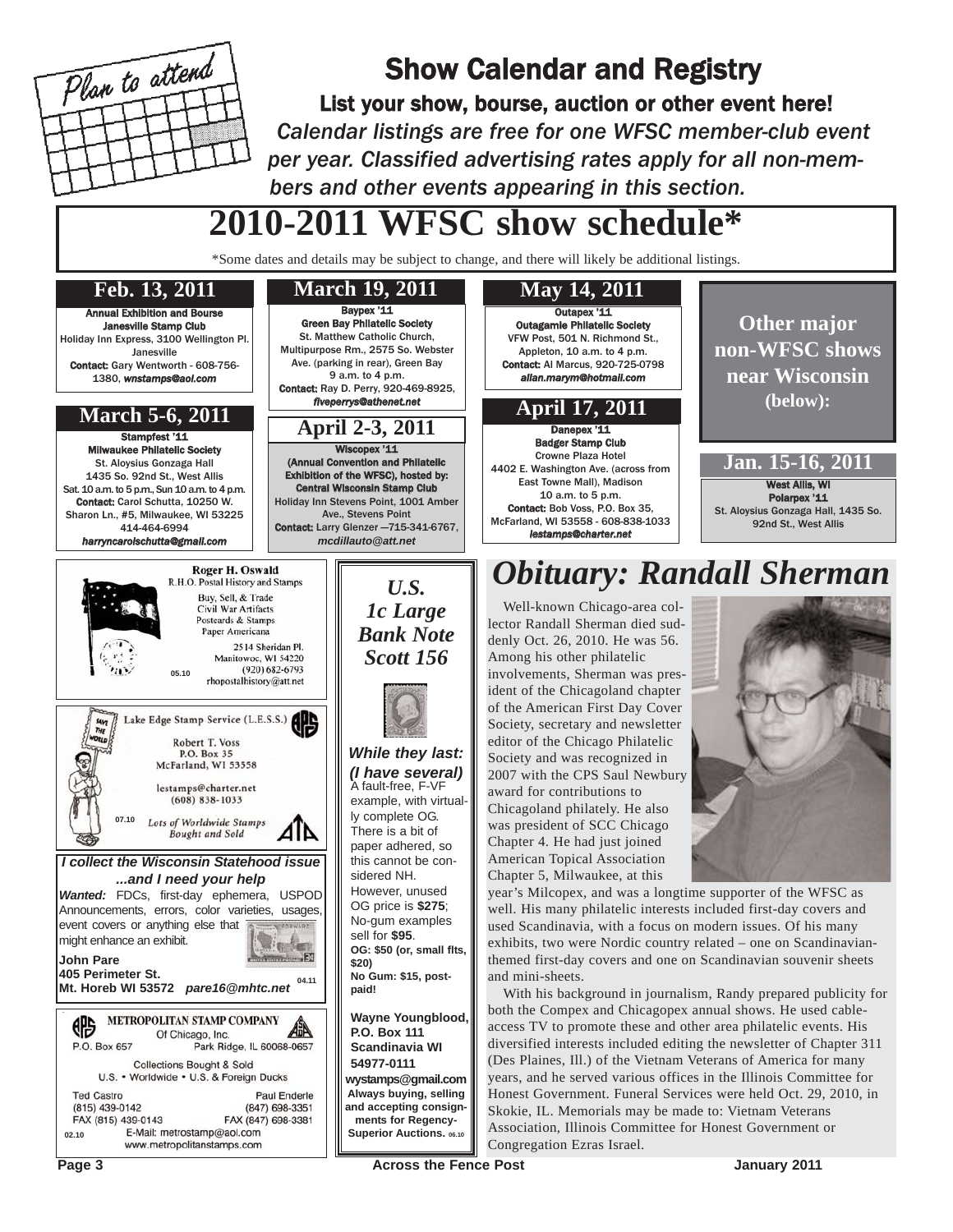Plan to attend

# Show Calendar and Registry

**List your show, bourse, auction or other event here!**

*Calendar listings are free for one WFSC member-club event per year. Classified advertising rates apply for all non-members and other events appearing in this section.*

## 2010-2011 WFSC show schedule*

*Some dates and details may be subject to change, and there will likely be additional listings.

### Feb. 13, 2011

**Annual Exhibition and Bourse**
**Janesville Stamp Club**
Holiday Inn Express, 3100 Wellington Pl. Janesville
**Contact:** Gary Wentworth - 608-756-1380, *wnstamps@aol.com*

### March 5-6, 2011

**Stampfest '11**
**Milwaukee Philatelic Society**
St. Aloysius Gonzaga Hall
1435 So. 92nd St., West Allis
Sat. 10 a.m. to 5 p.m., Sun 10 a.m. to 4 p.m.
**Contact:** Carol Schutta, 10250 W. Sharon Ln., #5, Milwaukee, WI 53225
414-464-6994
*harryncarolschutta@gmail.com*

### March 19, 2011

**Baypex '11**
**Green Bay Philatelic Society**
St. Matthew Catholic Church, Multipurpose Rm., 2575 So. Webster Ave. (parking in rear), Green Bay
9 a.m. to 4 p.m.
**Contact:** Ray D. Perry, 920-469-8925, *fiveperrys@athenet.net*

### April 2-3, 2011

**Wiscopex '11**
**(Annual Convention and Philatelic Exhibition of the WFSC), hosted by: Central Wisconsin Stamp Club**
Holiday Inn Stevens Point, 1001 Amber Ave., Stevens Point
**Contact:** Larry Glenzer —715-341-6767, *mcdillauto@att.net*

### May 14, 2011

**Outapex '11**
**Outagamie Philatelic Society**
VFW Post, 501 N. Richmond St., Appleton, 10 a.m. to 4 p.m.
**Contact:** Al Marcus, 920-725-0798
*allan.marym@hotmail.com*

### April 17, 2011

**Danepex '11**
**Badger Stamp Club**
Crowne Plaza Hotel
4402 E. Washington Ave. (across from East Towne Mall), Madison
10 a.m. to 5 p.m.
**Contact:** Bob Voss, P.O. Box 35, McFarland, WI 53558 - 608-838-1033
*lestamps@charter.net*

### Other major non-WFSC shows near Wisconsin (below):

### Jan. 15-16, 2011

**West Allis, WI**
**Polarpex '11**
St. Aloysius Gonzaga Hall, 1435 So. 92nd St., West Allis

---

**Roger H. Oswald**
R.H.O. Postal History and Stamps
Buy, Sell, & Trade
Civil War Artifacts
Postcards & Stamps
Paper Americana
2514 Sheridan Pl.
Manitowoc, WI 54220
(920) 682-6793
rhopostalhistory@att.net
05.10

---

Lake Edge Stamp Service (L.E.S.S.)
Robert T. Voss
P.O. Box 35
McFarland, WI 53558
lestamps@charter.net
(608) 838-1033
*Lots of Worldwide Stamps Bought and Sold*
07.10

---

***I collect the Wisconsin Statehood issue ...and I need your help***

***Wanted:*** FDCs, first-day ephemera, USPOD Announcements, errors, color varieties, usages, event covers or anything else that might enhance an exhibit.

**John Pare**
**405 Perimeter St.**
**Mt. Horeb WI 53572** ***pare16@mhtc.net***
04.11

---

METROPOLITAN STAMP COMPANY
Of Chicago, Inc.
P.O. Box 657 Park Ridge, IL 60068-0657
Collections Bought & Sold
U.S. • Worldwide • U.S. & Foreign Ducks
Ted Castro (815) 439-0142 FAX (815) 439-0143
Paul Enderle (847) 698-3351 FAX (847) 698-3381
E-Mail: metrostamp@aol.com
www.metropolitanstamps.com
02.10

---

***U.S. 1c Large Bank Note Scott 156***

***While they last: (I have several)***
A fault-free, F-VF example, with virtually complete OG. There is a bit of paper adhered, so this cannot be considered NH. However, unused OG price is **$275**; No-gum examples sell for **$95**.
**OG: $50 (or, small flts, $20)**
**No Gum: $15, post-paid!**

**Wayne Youngblood, P.O. Box 111 Scandinavia WI 54977-0111**
**wystamps@gmail.com**
**Always buying, selling and accepting consignments for Regency-Superior Auctions.** 06.10

---

# *Obituary: Randall Sherman*

Well-known Chicago-area collector Randall Sherman died suddenly Oct. 26, 2010. He was 56. Among his other philatelic involvements, Sherman was president of the Chicagoland chapter of the American First Day Cover Society, secretary and newsletter editor of the Chicago Philatelic Society and was recognized in 2007 with the CPS Saul Newbury award for contributions to Chicagoland philately. He also was president of SCC Chicago Chapter 4. He had just joined American Topical Association Chapter 5, Milwaukee, at this year's Milcopex, and was a longtime supporter of the WFSC as well. His many philatelic interests included first-day covers and used Scandinavia, with a focus on modern issues. Of his many exhibits, two were Nordic country related – one on Scandinavian-themed first-day covers and one on Scandinavian souvenir sheets and mini-sheets.

With his background in journalism, Randy prepared publicity for both the Compex and Chicagopex annual shows. He used cable-access TV to promote these and other area philatelic events. His diversified interests included editing the newsletter of Chapter 311 (Des Plaines, Ill.) of the Vietnam Veterans of America for many years, and he served various offices in the Illinois Committee for Honest Government. Funeral Services were held Oct. 29, 2010, in Skokie, IL. Memorials may be made to: Vietnam Veterans Association, Illinois Committee for Honest Government or Congregation Ezras Israel.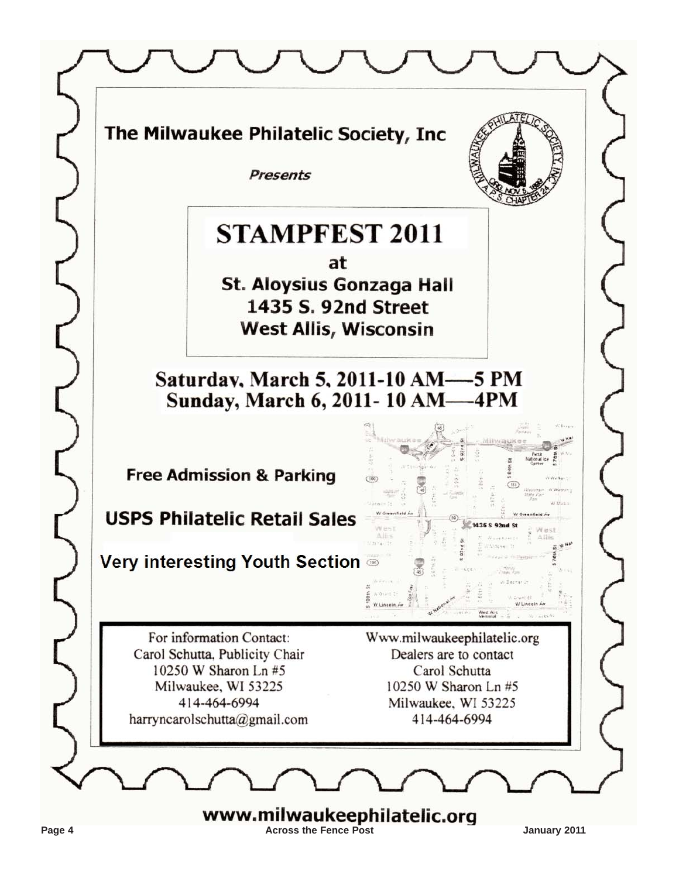## The Milwaukee Philatelic Society, Inc

***Presents***

# STAMPFEST 2011

**at**

**St. Aloysius Gonzaga Hall**
**1435 S. 92nd Street**
**West Allis, Wisconsin**

## Saturday, March 5, 2011-10 AM—5 PM
## Sunday, March 6, 2011- 10 AM—4PM

**Free Admission & Parking**

**USPS Philatelic Retail Sales**

**Very interesting Youth Section**

For information Contact:
Carol Schutta, Publicity Chair
10250 W Sharon Ln #5
Milwaukee, WI 53225
414-464-6994
harryncarolschutta@gmail.com

Www.milwaukeephilatelic.org
Dealers are to contact
Carol Schutta
10250 W Sharon Ln #5
Milwaukee, WI 53225
414-464-6994

**www.milwaukeephilatelic.org**